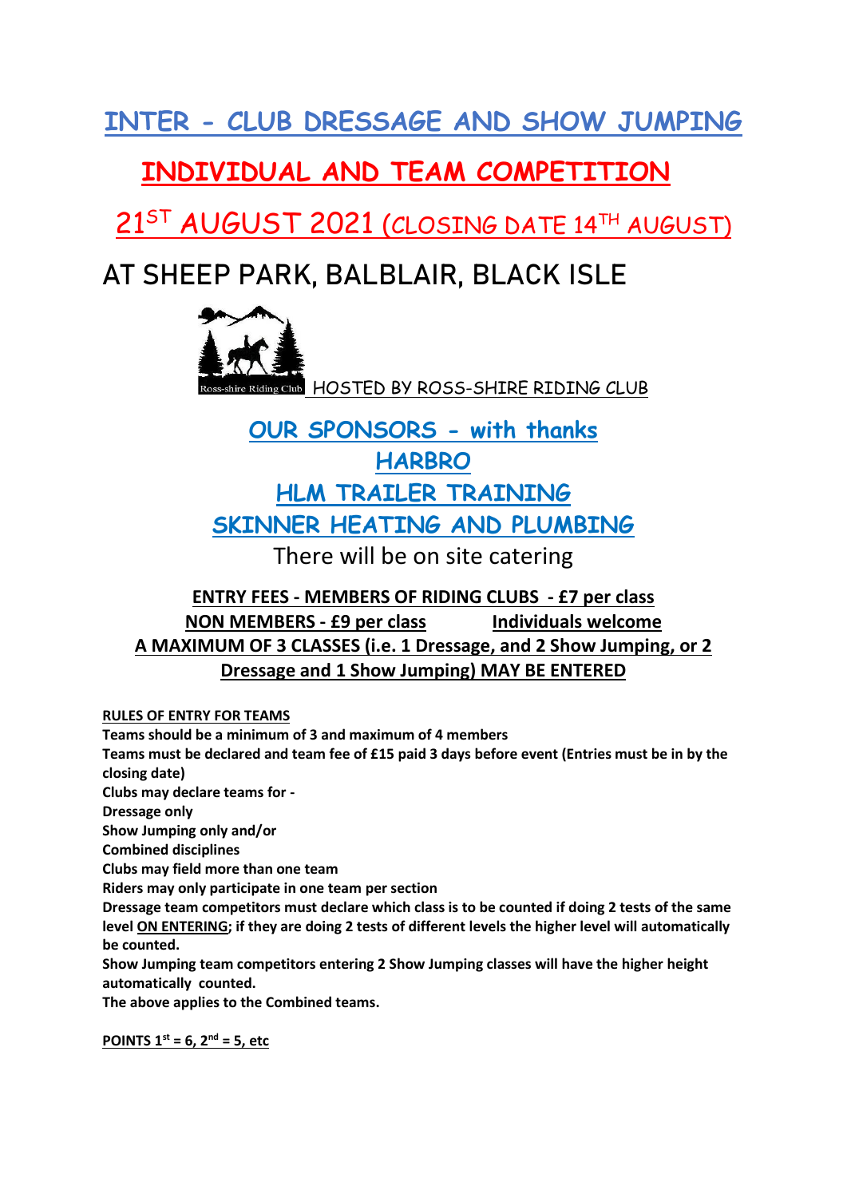# INTER - CLUB DRESSAGE AND SHOW JUMPING

## INDIVIDUAL AND TEAM COMPETITION

## 21ST AUGUST 2021 (CLOSING DATE 14TH AUGUST)

## AT SHEEP PARK, BALBLAIR, BLACK ISLE

Ross-shire Riding Club HOSTED BY ROSS-SHIRE RIDING CLUB

**OUR SPONSORS - with thanks**

**HARBRO**

**HLM TRAILER TRAINING**

**SKINNER HEATING AND PLUMBING**

There will be on site catering

**ENTRY FEES - MEMBERS OF RIDING CLUBS - £7 per class**

**NON MEMBERS - £9 per class** **Individuals welcome**

**A MAXIMUM OF 3 CLASSES (i.e. 1 Dressage, and 2 Show Jumping, or 2 Dressage and 1 Show Jumping) MAY BE ENTERED**

**RULES OF ENTRY FOR TEAMS**

**Teams should be a minimum of 3 and maximum of 4 members**

**Teams must be declared and team fee of £15 paid 3 days before event (Entries must be in by the closing date)**

**Clubs may declare teams for -**

**Dressage only**

**Show Jumping only and/or**

**Combined disciplines**

**Clubs may field more than one team**

**Riders may only participate in one team per section**

**Dressage team competitors must declare which class is to be counted if doing 2 tests of the same level ON ENTERING; if they are doing 2 tests of different levels the higher level will automatically be counted.**

**Show Jumping team competitors entering 2 Show Jumping classes will have the higher height automatically counted.**

**The above applies to the Combined teams.**

**POINTS 1st = 6, 2nd = 5, etc**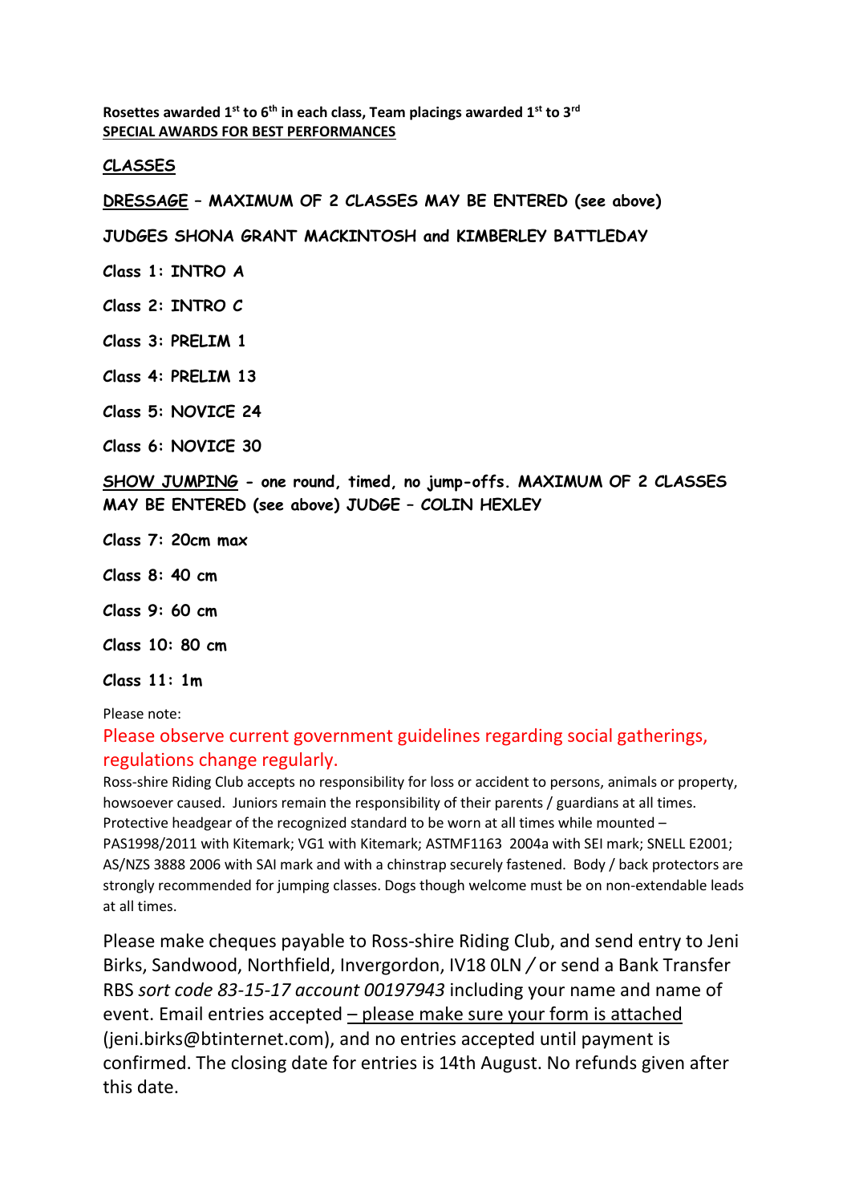**Rosettes awarded 1st to 6th in each class, Team placings awarded 1st to 3rd**
**SPECIAL AWARDS FOR BEST PERFORMANCES**

## CLASSES

**DRESSAGE – MAXIMUM OF 2 CLASSES MAY BE ENTERED (see above)**

**JUDGES SHONA GRANT MACKINTOSH and KIMBERLEY BATTLEDAY**

**Class 1: INTRO A**

**Class 2: INTRO C**

**Class 3: PRELIM 1**

**Class 4: PRELIM 13**

**Class 5: NOVICE 24**

**Class 6: NOVICE 30**

**SHOW JUMPING - one round, timed, no jump-offs. MAXIMUM OF 2 CLASSES MAY BE ENTERED (see above) JUDGE – COLIN HEXLEY**

**Class 7: 20cm max**

**Class 8: 40 cm**

**Class 9: 60 cm**

**Class 10: 80 cm**

**Class 11: 1m**

Please note:

Please observe current government guidelines regarding social gatherings, regulations change regularly.

Ross-shire Riding Club accepts no responsibility for loss or accident to persons, animals or property, howsoever caused. Juniors remain the responsibility of their parents / guardians at all times. Protective headgear of the recognized standard to be worn at all times while mounted – PAS1998/2011 with Kitemark; VG1 with Kitemark; ASTMF1163 2004a with SEI mark; SNELL E2001; AS/NZS 3888 2006 with SAI mark and with a chinstrap securely fastened. Body / back protectors are strongly recommended for jumping classes. Dogs though welcome must be on non-extendable leads at all times.

Please make cheques payable to Ross-shire Riding Club, and send entry to Jeni Birks, Sandwood, Northfield, Invergordon, IV18 0LN / or send a Bank Transfer RBS *sort code 83-15-17 account 00197943* including your name and name of event. Email entries accepted – please make sure your form is attached (jeni.birks@btinternet.com), and no entries accepted until payment is confirmed. The closing date for entries is 14th August. No refunds given after this date.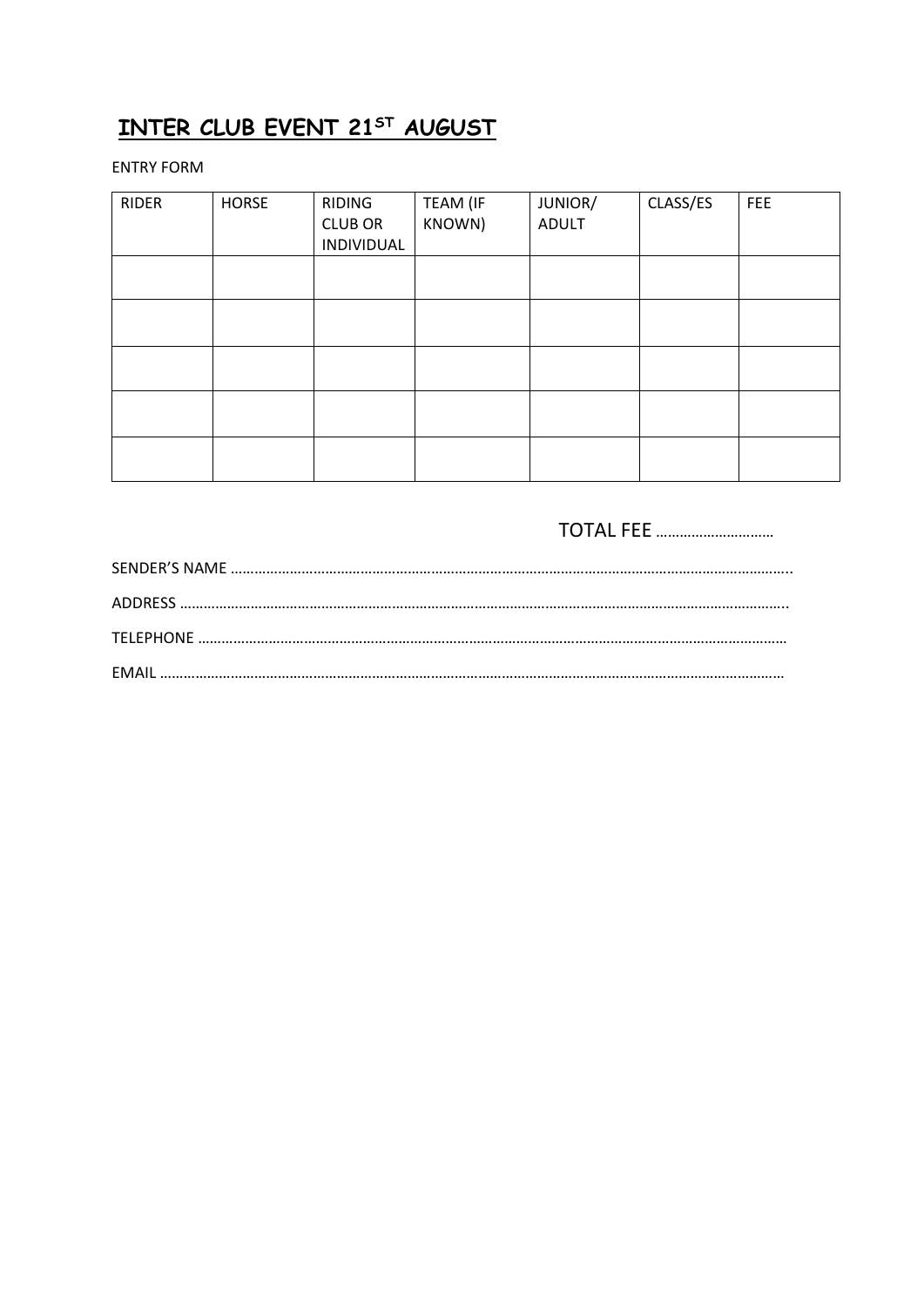## INTER CLUB EVENT 21ST AUGUST

ENTRY FORM

| RIDER | HORSE | RIDING CLUB OR INDIVIDUAL | TEAM (IF KNOWN) | JUNIOR/ ADULT | CLASS/ES | FEE |
|---|---|---|---|---|---|---|
| | | | | | | |
| | | | | | | |
| | | | | | | |
| | | | | | | |
| | | | | | | |

TOTAL FEE …………………………

SENDER'S NAME ……………………………………………………………………………………………………………………………..

ADDRESS ……………………………………………………………………………………………………………………………………..

TELEPHONE ………………………………………………………………………………………………………………………………

EMAIL ………………………………………………………………………………………………………………………………………